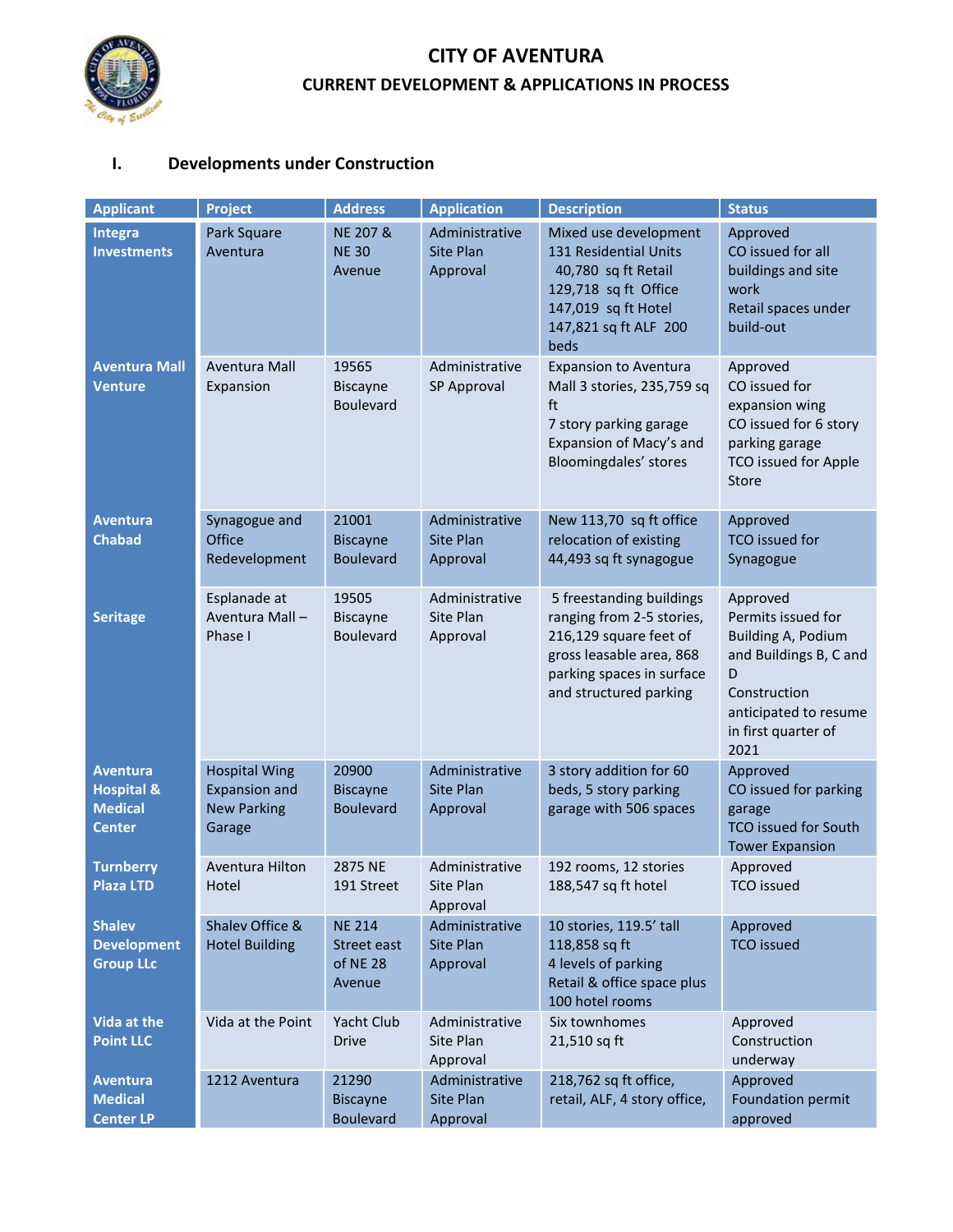# CITY OF AVENTURA

## CURRENT DEVELOPMENT & APPLICATIONS IN PROCESS

### I. Developments under Construction

| Applicant | Project | Address | Application | Description | Status |
|---|---|---|---|---|---|
| **Integra Investments** | Park Square Aventura | NE 207 & NE 30 Avenue | Administrative Site Plan Approval | Mixed use development 131 Residential Units 40,780 sq ft Retail 129,718 sq ft Office 147,019 sq ft Hotel 147,821 sq ft ALF 200 beds | Approved CO issued for all buildings and site work Retail spaces under build-out |
| **Aventura Mall Venture** | Aventura Mall Expansion | 19565 Biscayne Boulevard | Administrative SP Approval | Expansion to Aventura Mall 3 stories, 235,759 sq ft 7 story parking garage Expansion of Macy's and Bloomingdales' stores | Approved CO issued for expansion wing CO issued for 6 story parking garage TCO issued for Apple Store |
| **Aventura Chabad** | Synagogue and Office Redevelopment | 21001 Biscayne Boulevard | Administrative Site Plan Approval | New 113,70 sq ft office relocation of existing 44,493 sq ft synagogue | Approved TCO issued for Synagogue |
| **Seritage** | Esplanade at Aventura Mall – Phase I | 19505 Biscayne Boulevard | Administrative Site Plan Approval | 5 freestanding buildings ranging from 2-5 stories, 216,129 square feet of gross leasable area, 868 parking spaces in surface and structured parking | Approved Permits issued for Building A, Podium and Buildings B, C and D Construction anticipated to resume in first quarter of 2021 |
| **Aventura Hospital & Medical Center** | Hospital Wing Expansion and New Parking Garage | 20900 Biscayne Boulevard | Administrative Site Plan Approval | 3 story addition for 60 beds, 5 story parking garage with 506 spaces | Approved CO issued for parking garage TCO issued for South Tower Expansion |
| **Turnberry Plaza LTD** | Aventura Hilton Hotel | 2875 NE 191 Street | Administrative Site Plan Approval | 192 rooms, 12 stories 188,547 sq ft hotel | Approved TCO issued |
| **Shalev Development Group LLc** | Shalev Office & Hotel Building | NE 214 Street east of NE 28 Avenue | Administrative Site Plan Approval | 10 stories, 119.5' tall 118,858 sq ft 4 levels of parking Retail & office space plus 100 hotel rooms | Approved TCO issued |
| **Vida at the Point LLC** | Vida at the Point | Yacht Club Drive | Administrative Site Plan Approval | Six townhomes 21,510 sq ft | Approved Construction underway |
| **Aventura Medical Center LP** | 1212 Aventura | 21290 Biscayne Boulevard | Administrative Site Plan Approval | 218,762 sq ft office, retail, ALF, 4 story office, | Approved Foundation permit approved |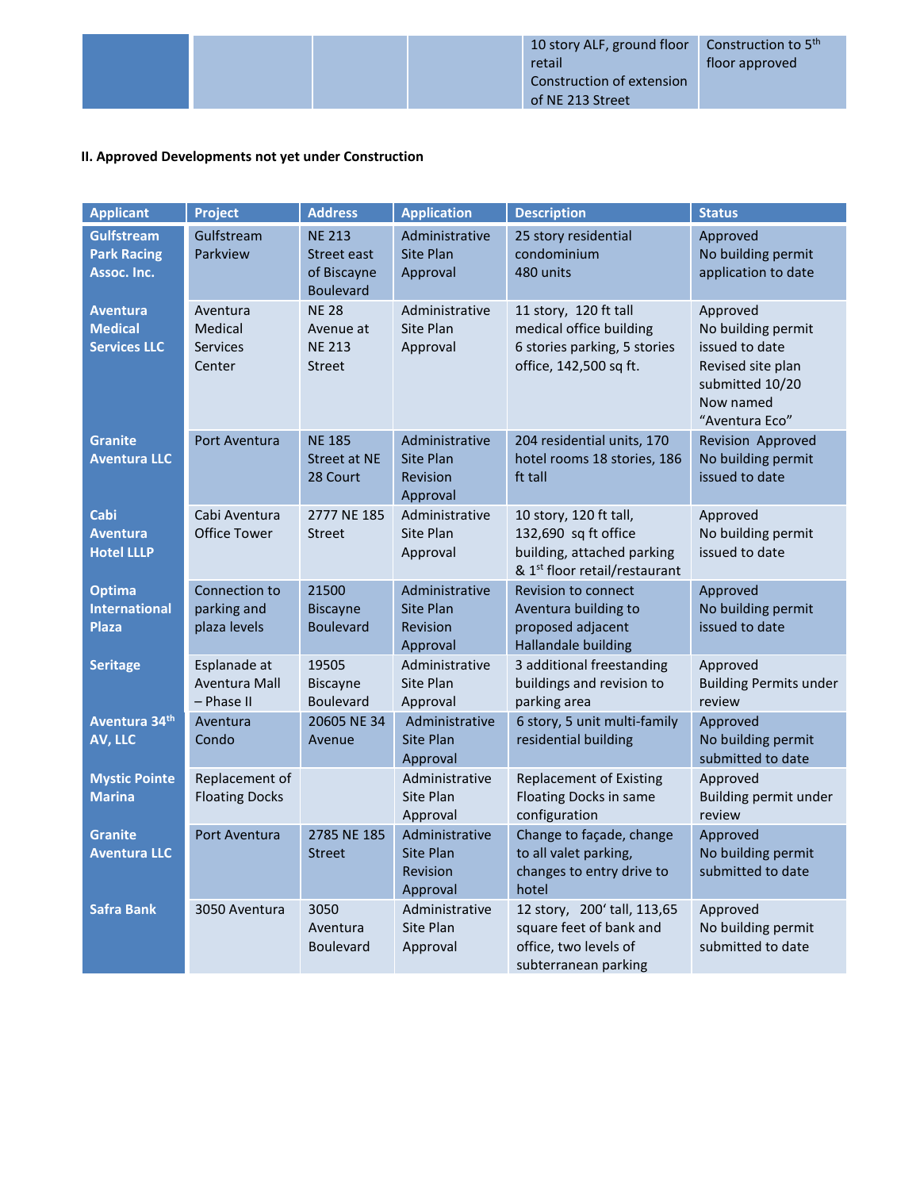| | | | | | |
|---|---|---|---|---|---|
| | | | | 10 story ALF, ground floor retail<br>Construction of extension of NE 213 Street | Construction to 5th floor approved |

**II. Approved Developments not yet under Construction**

| Applicant | Project | Address | Application | Description | Status |
|---|---|---|---|---|---|
| **Gulfstream Park Racing Assoc. Inc.** | Gulfstream Parkview | NE 213 Street east of Biscayne Boulevard | Administrative Site Plan Approval | 25 story residential condominium 480 units | Approved No building permit application to date |
| **Aventura Medical Services LLC** | Aventura Medical Services Center | NE 28 Avenue at NE 213 Street | Administrative Site Plan Approval | 11 story, 120 ft tall medical office building 6 stories parking, 5 stories office, 142,500 sq ft. | Approved No building permit issued to date Revised site plan submitted 10/20 Now named "Aventura Eco" |
| **Granite Aventura LLC** | Port Aventura | NE 185 Street at NE 28 Court | Administrative Site Plan Revision Approval | 204 residential units, 170 hotel rooms 18 stories, 186 ft tall | Revision Approved No building permit issued to date |
| **Cabi Aventura Hotel LLLP** | Cabi Aventura Office Tower | 2777 NE 185 Street | Administrative Site Plan Approval | 10 story, 120 ft tall, 132,690 sq ft office building, attached parking & 1st floor retail/restaurant | Approved No building permit issued to date |
| **Optima International Plaza** | Connection to parking and plaza levels | 21500 Biscayne Boulevard | Administrative Site Plan Revision Approval | Revision to connect Aventura building to proposed adjacent Hallandale building | Approved No building permit issued to date |
| **Seritage** | Esplanade at Aventura Mall – Phase II | 19505 Biscayne Boulevard | Administrative Site Plan Approval | 3 additional freestanding buildings and revision to parking area | Approved Building Permits under review |
| **Aventura 34th AV, LLC** | Aventura Condo | 20605 NE 34 Avenue | Administrative Site Plan Approval | 6 story, 5 unit multi-family residential building | Approved No building permit submitted to date |
| **Mystic Pointe Marina** | Replacement of Floating Docks | | Administrative Site Plan Approval | Replacement of Existing Floating Docks in same configuration | Approved Building permit under review |
| **Granite Aventura LLC** | Port Aventura | 2785 NE 185 Street | Administrative Site Plan Revision Approval | Change to façade, change to all valet parking, changes to entry drive to hotel | Approved No building permit submitted to date |
| **Safra Bank** | 3050 Aventura | 3050 Aventura Boulevard | Administrative Site Plan Approval | 12 story, 200' tall, 113,65 square feet of bank and office, two levels of subterranean parking | Approved No building permit submitted to date |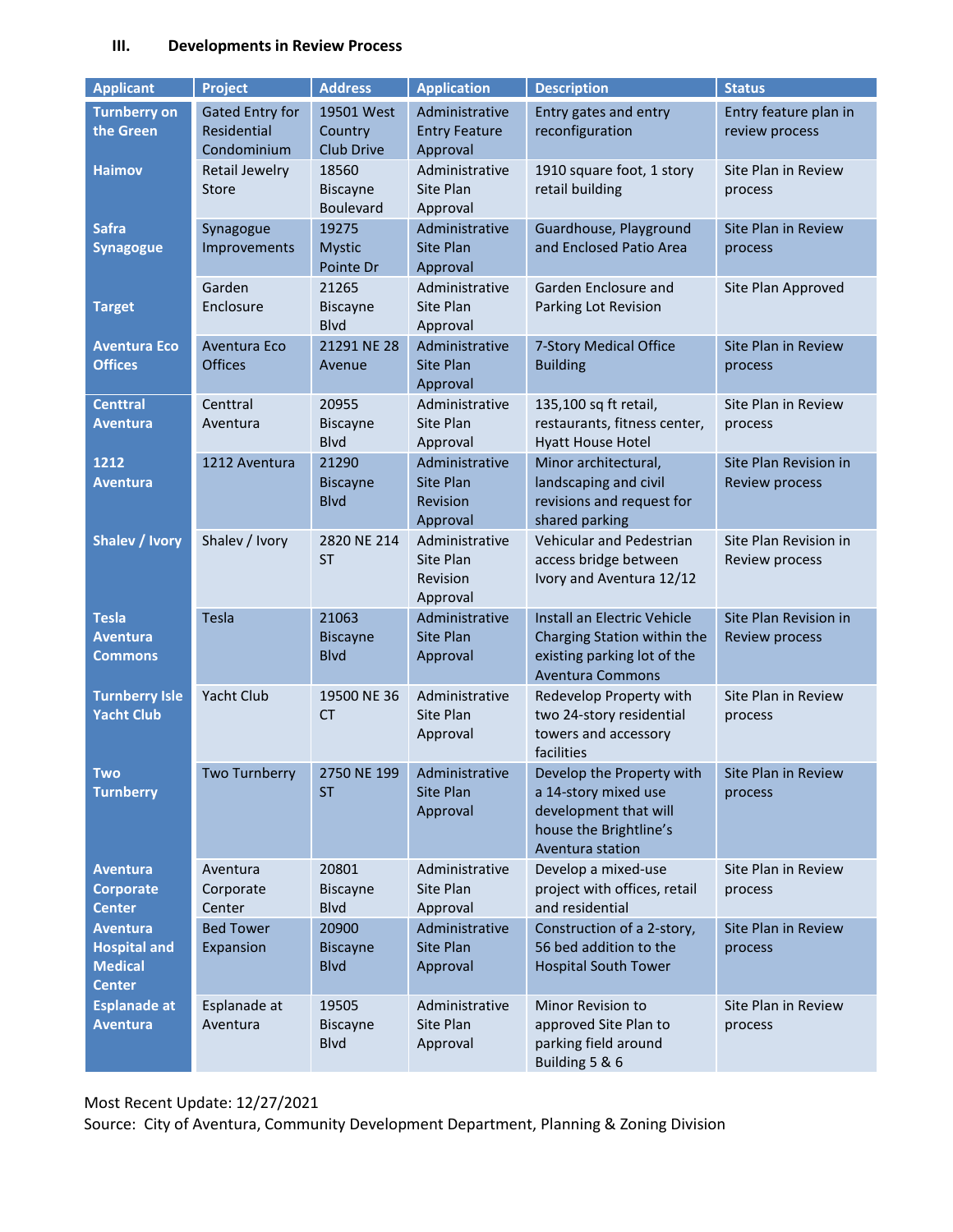### III. Developments in Review Process

| Applicant | Project | Address | Application | Description | Status |
|---|---|---|---|---|---|
| **Turnberry on the Green** | Gated Entry for Residential Condominium | 19501 West Country Club Drive | Administrative Entry Feature Approval | Entry gates and entry reconfiguration | Entry feature plan in review process |
| **Haimov** | Retail Jewelry Store | 18560 Biscayne Boulevard | Administrative Site Plan Approval | 1910 square foot, 1 story retail building | Site Plan in Review process |
| **Safra Synagogue** | Synagogue Improvements | 19275 Mystic Pointe Dr | Administrative Site Plan Approval | Guardhouse, Playground and Enclosed Patio Area | Site Plan in Review process |
| **Target** | Garden Enclosure | 21265 Biscayne Blvd | Administrative Site Plan Approval | Garden Enclosure and Parking Lot Revision | Site Plan Approved |
| **Aventura Eco Offices** | Aventura Eco Offices | 21291 NE 28 Avenue | Administrative Site Plan Approval | 7-Story Medical Office Building | Site Plan in Review process |
| **Centtral Aventura** | Centtral Aventura | 20955 Biscayne Blvd | Administrative Site Plan Approval | 135,100 sq ft retail, restaurants, fitness center, Hyatt House Hotel | Site Plan in Review process |
| **1212 Aventura** | 1212 Aventura | 21290 Biscayne Blvd | Administrative Site Plan Revision Approval | Minor architectural, landscaping and civil revisions and request for shared parking | Site Plan Revision in Review process |
| **Shalev / Ivory** | Shalev / Ivory | 2820 NE 214 ST | Administrative Site Plan Revision Approval | Vehicular and Pedestrian access bridge between Ivory and Aventura 12/12 | Site Plan Revision in Review process |
| **Tesla Aventura Commons** | Tesla | 21063 Biscayne Blvd | Administrative Site Plan Approval | Install an Electric Vehicle Charging Station within the existing parking lot of the Aventura Commons | Site Plan Revision in Review process |
| **Turnberry Isle Yacht Club** | Yacht Club | 19500 NE 36 CT | Administrative Site Plan Approval | Redevelop Property with two 24-story residential towers and accessory facilities | Site Plan in Review process |
| **Two Turnberry** | Two Turnberry | 2750 NE 199 ST | Administrative Site Plan Approval | Develop the Property with a 14-story mixed use development that will house the Brightline's Aventura station | Site Plan in Review process |
| **Aventura Corporate Center** | Aventura Corporate Center | 20801 Biscayne Blvd | Administrative Site Plan Approval | Develop a mixed-use project with offices, retail and residential | Site Plan in Review process |
| **Aventura Hospital and Medical Center** | Bed Tower Expansion | 20900 Biscayne Blvd | Administrative Site Plan Approval | Construction of a 2-story, 56 bed addition to the Hospital South Tower | Site Plan in Review process |
| **Esplanade at Aventura** | Esplanade at Aventura | 19505 Biscayne Blvd | Administrative Site Plan Approval | Minor Revision to approved Site Plan to parking field around Building 5 & 6 | Site Plan in Review process |

Most Recent Update: 12/27/2021
Source: City of Aventura, Community Development Department, Planning & Zoning Division